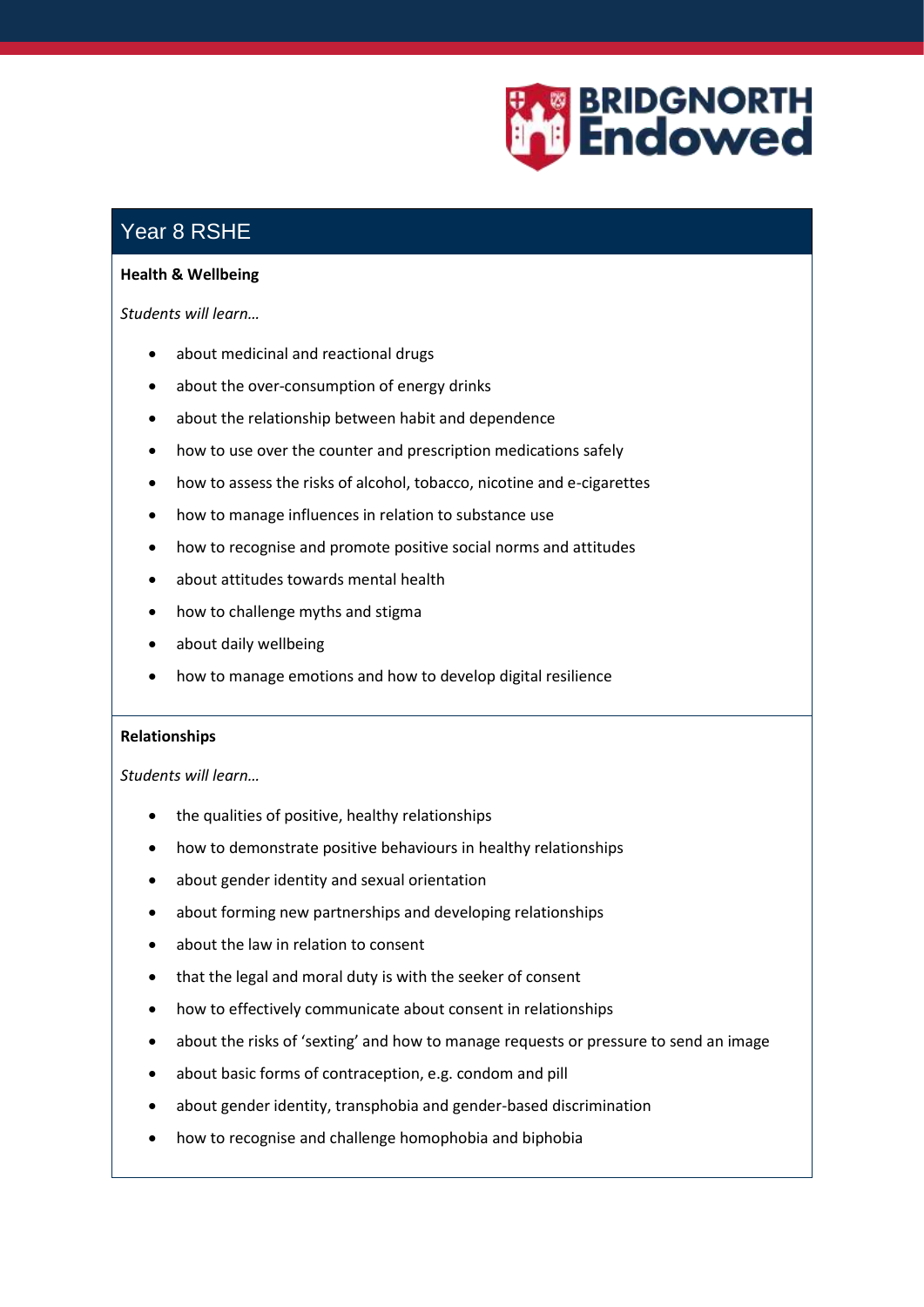# Year 8 RSHE

**Health & Wellbeing**

*Students will learn…*

- about medicinal and reactional drugs
- about the over-consumption of energy drinks
- about the relationship between habit and dependence
- how to use over the counter and prescription medications safely
- how to assess the risks of alcohol, tobacco, nicotine and e-cigarettes
- how to manage influences in relation to substance use
- how to recognise and promote positive social norms and attitudes
- about attitudes towards mental health
- how to challenge myths and stigma
- about daily wellbeing
- how to manage emotions and how to develop digital resilience

**Relationships**

*Students will learn…*

- the qualities of positive, healthy relationships
- how to demonstrate positive behaviours in healthy relationships
- about gender identity and sexual orientation
- about forming new partnerships and developing relationships
- about the law in relation to consent
- that the legal and moral duty is with the seeker of consent
- how to effectively communicate about consent in relationships
- about the risks of 'sexting' and how to manage requests or pressure to send an image
- about basic forms of contraception, e.g. condom and pill
- about gender identity, transphobia and gender-based discrimination
- how to recognise and challenge homophobia and biphobia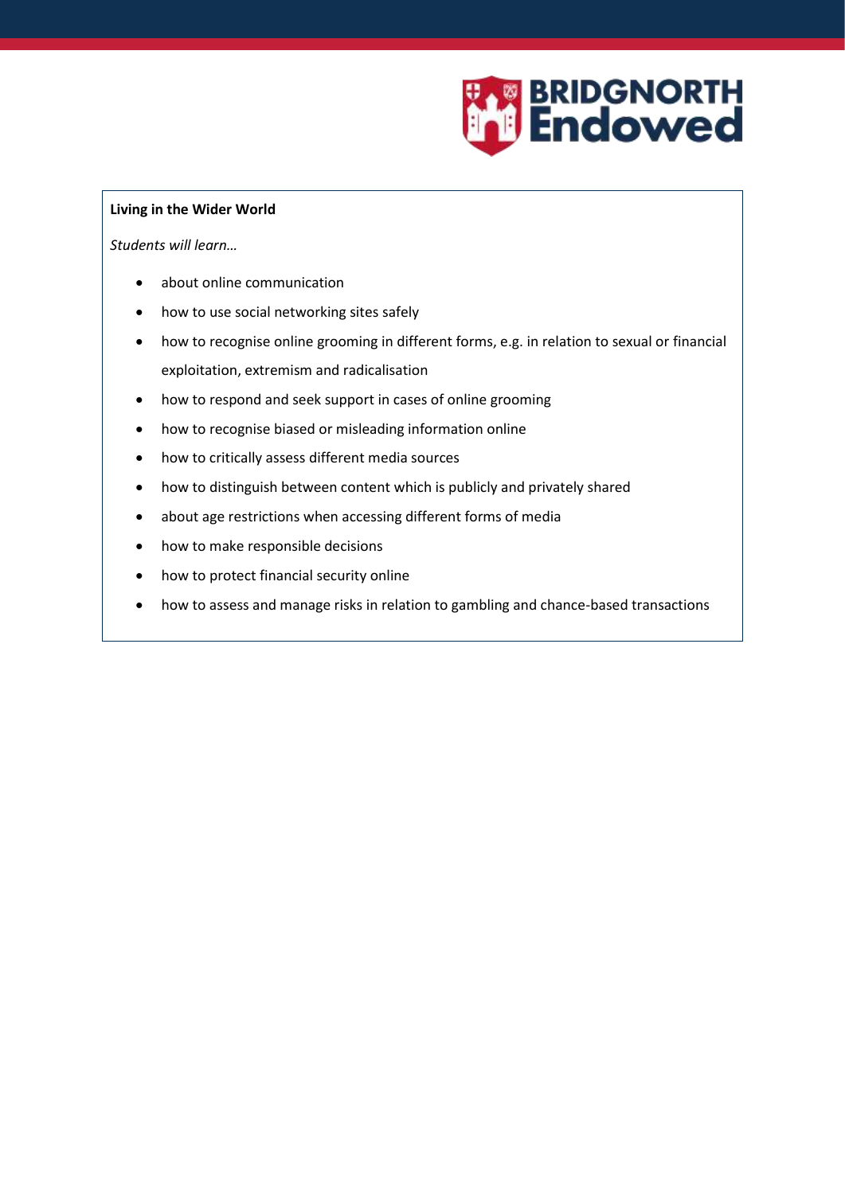**Living in the Wider World**

*Students will learn…*

- about online communication
- how to use social networking sites safely
- how to recognise online grooming in different forms, e.g. in relation to sexual or financial exploitation, extremism and radicalisation
- how to respond and seek support in cases of online grooming
- how to recognise biased or misleading information online
- how to critically assess different media sources
- how to distinguish between content which is publicly and privately shared
- about age restrictions when accessing different forms of media
- how to make responsible decisions
- how to protect financial security online
- how to assess and manage risks in relation to gambling and chance-based transactions